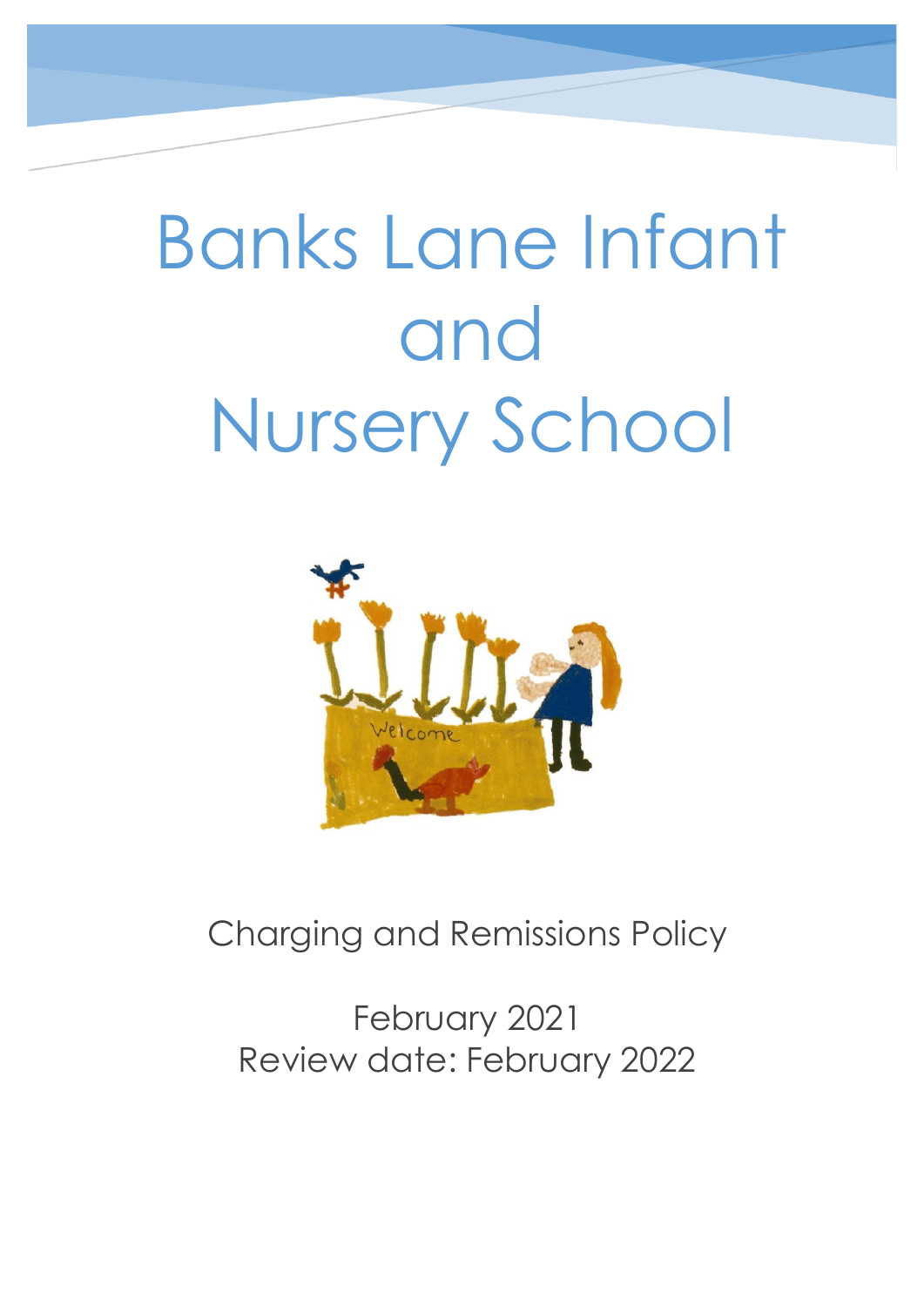# Banks Lane Infant and Nursery School

Charging and Remissions Policy

February 2021
Review date: February 2022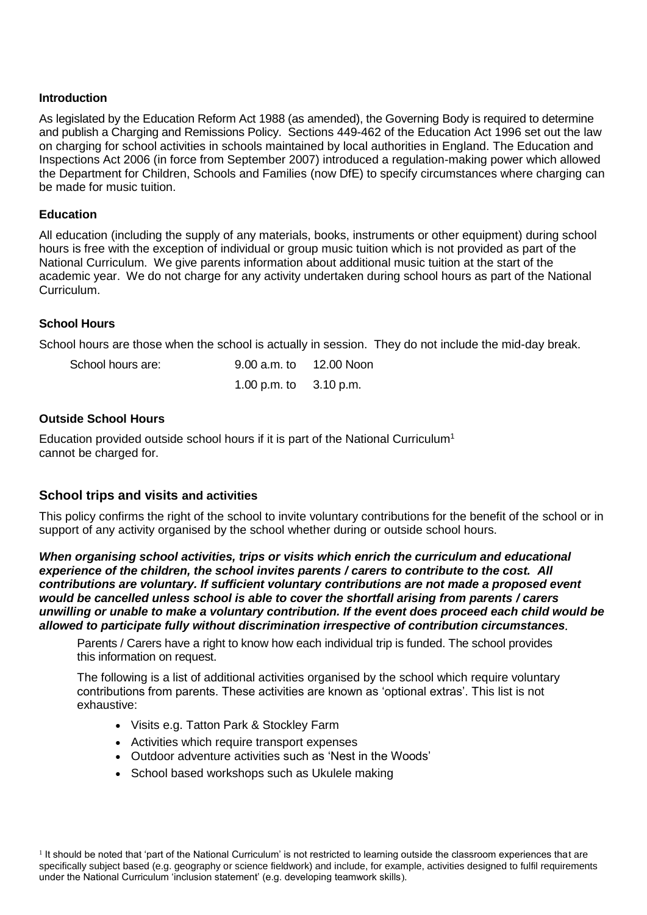### Introduction

As legislated by the Education Reform Act 1988 (as amended), the Governing Body is required to determine and publish a Charging and Remissions Policy. Sections 449-462 of the Education Act 1996 set out the law on charging for school activities in schools maintained by local authorities in England. The Education and Inspections Act 2006 (in force from September 2007) introduced a regulation-making power which allowed the Department for Children, Schools and Families (now DfE) to specify circumstances where charging can be made for music tuition.

### Education

All education (including the supply of any materials, books, instruments or other equipment) during school hours is free with the exception of individual or group music tuition which is not provided as part of the National Curriculum. We give parents information about additional music tuition at the start of the academic year. We do not charge for any activity undertaken during school hours as part of the National Curriculum.

### School Hours

School hours are those when the school is actually in session. They do not include the mid-day break.

| School hours are: | 9.00 a.m. to | 12.00 Noon |
|---|---|---|
| | 1.00 p.m. to | 3.10 p.m. |

### Outside School Hours

Education provided outside school hours if it is part of the National Curriculum[1] cannot be charged for.

## School trips and visits and activities

This policy confirms the right of the school to invite voluntary contributions for the benefit of the school or in support of any activity organised by the school whether during or outside school hours.

***When organising school activities, trips or visits which enrich the curriculum and educational experience of the children, the school invites parents / carers to contribute to the cost. All contributions are voluntary. If sufficient voluntary contributions are not made a proposed event would be cancelled unless school is able to cover the shortfall arising from parents / carers unwilling or unable to make a voluntary contribution. If the event does proceed each child would be allowed to participate fully without discrimination irrespective of contribution circumstances.***

Parents / Carers have a right to know how each individual trip is funded. The school provides this information on request.

The following is a list of additional activities organised by the school which require voluntary contributions from parents. These activities are known as 'optional extras'. This list is not exhaustive:

- Visits e.g. Tatton Park & Stockley Farm
- Activities which require transport expenses
- Outdoor adventure activities such as 'Nest in the Woods'
- School based workshops such as Ukulele making

[1] It should be noted that 'part of the National Curriculum' is not restricted to learning outside the classroom experiences that are specifically subject based (e.g. geography or science fieldwork) and include, for example, activities designed to fulfil requirements under the National Curriculum 'inclusion statement' (e.g. developing teamwork skills).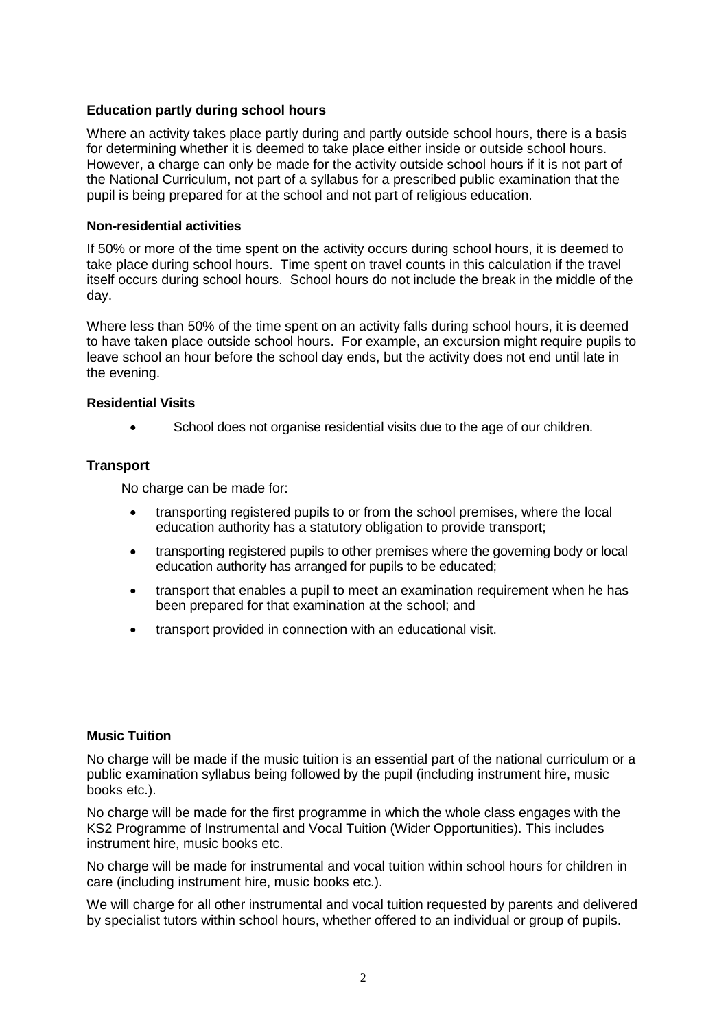### Education partly during school hours

Where an activity takes place partly during and partly outside school hours, there is a basis for determining whether it is deemed to take place either inside or outside school hours. However, a charge can only be made for the activity outside school hours if it is not part of the National Curriculum, not part of a syllabus for a prescribed public examination that the pupil is being prepared for at the school and not part of religious education.

### Non-residential activities

If 50% or more of the time spent on the activity occurs during school hours, it is deemed to take place during school hours. Time spent on travel counts in this calculation if the travel itself occurs during school hours. School hours do not include the break in the middle of the day.

Where less than 50% of the time spent on an activity falls during school hours, it is deemed to have taken place outside school hours. For example, an excursion might require pupils to leave school an hour before the school day ends, but the activity does not end until late in the evening.

### Residential Visits

- School does not organise residential visits due to the age of our children.

### Transport

No charge can be made for:

- transporting registered pupils to or from the school premises, where the local education authority has a statutory obligation to provide transport;
- transporting registered pupils to other premises where the governing body or local education authority has arranged for pupils to be educated;
- transport that enables a pupil to meet an examination requirement when he has been prepared for that examination at the school; and
- transport provided in connection with an educational visit.

### Music Tuition

No charge will be made if the music tuition is an essential part of the national curriculum or a public examination syllabus being followed by the pupil (including instrument hire, music books etc.).

No charge will be made for the first programme in which the whole class engages with the KS2 Programme of Instrumental and Vocal Tuition (Wider Opportunities). This includes instrument hire, music books etc.

No charge will be made for instrumental and vocal tuition within school hours for children in care (including instrument hire, music books etc.).

We will charge for all other instrumental and vocal tuition requested by parents and delivered by specialist tutors within school hours, whether offered to an individual or group of pupils.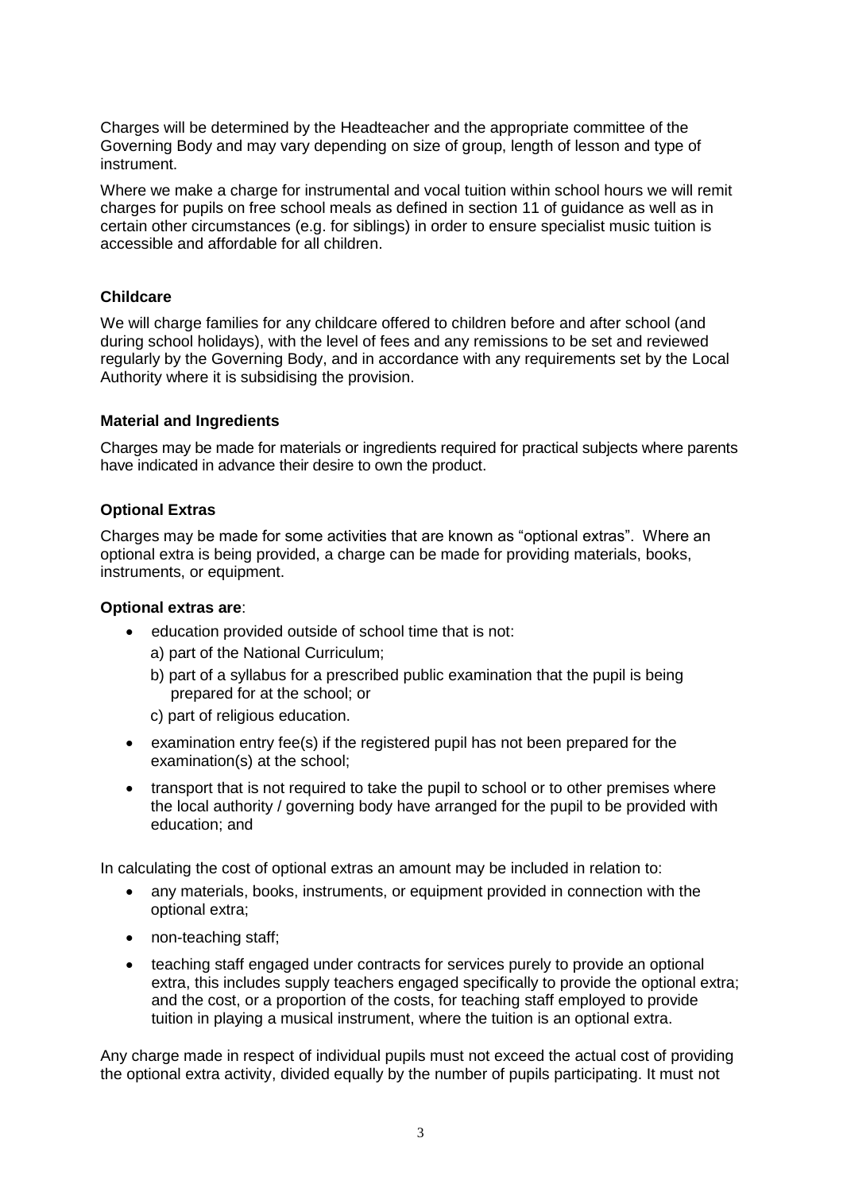Charges will be determined by the Headteacher and the appropriate committee of the Governing Body and may vary depending on size of group, length of lesson and type of instrument.

Where we make a charge for instrumental and vocal tuition within school hours we will remit charges for pupils on free school meals as defined in section 11 of guidance as well as in certain other circumstances (e.g. for siblings) in order to ensure specialist music tuition is accessible and affordable for all children.

**Childcare**

We will charge families for any childcare offered to children before and after school (and during school holidays), with the level of fees and any remissions to be set and reviewed regularly by the Governing Body, and in accordance with any requirements set by the Local Authority where it is subsidising the provision.

**Material and Ingredients**

Charges may be made for materials or ingredients required for practical subjects where parents have indicated in advance their desire to own the product.

**Optional Extras**

Charges may be made for some activities that are known as "optional extras". Where an optional extra is being provided, a charge can be made for providing materials, books, instruments, or equipment.

**Optional extras are**:

- education provided outside of school time that is not:
  a) part of the National Curriculum;
  b) part of a syllabus for a prescribed public examination that the pupil is being prepared for at the school; or
  c) part of religious education.
- examination entry fee(s) if the registered pupil has not been prepared for the examination(s) at the school;
- transport that is not required to take the pupil to school or to other premises where the local authority / governing body have arranged for the pupil to be provided with education; and

In calculating the cost of optional extras an amount may be included in relation to:

- any materials, books, instruments, or equipment provided in connection with the optional extra;
- non-teaching staff;
- teaching staff engaged under contracts for services purely to provide an optional extra, this includes supply teachers engaged specifically to provide the optional extra; and the cost, or a proportion of the costs, for teaching staff employed to provide tuition in playing a musical instrument, where the tuition is an optional extra.

Any charge made in respect of individual pupils must not exceed the actual cost of providing the optional extra activity, divided equally by the number of pupils participating. It must not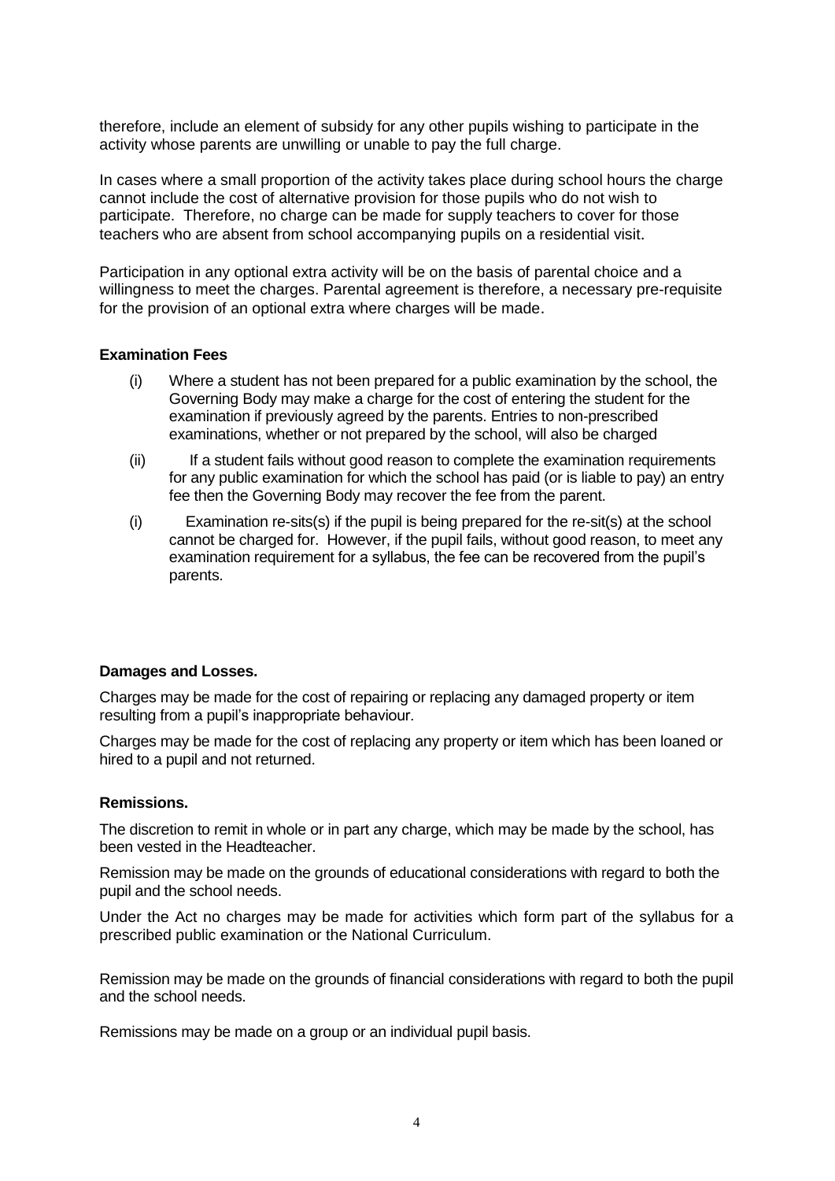therefore, include an element of subsidy for any other pupils wishing to participate in the activity whose parents are unwilling or unable to pay the full charge.

In cases where a small proportion of the activity takes place during school hours the charge cannot include the cost of alternative provision for those pupils who do not wish to participate. Therefore, no charge can be made for supply teachers to cover for those teachers who are absent from school accompanying pupils on a residential visit.

Participation in any optional extra activity will be on the basis of parental choice and a willingness to meet the charges. Parental agreement is therefore, a necessary pre-requisite for the provision of an optional extra where charges will be made.

**Examination Fees**

(i) Where a student has not been prepared for a public examination by the school, the Governing Body may make a charge for the cost of entering the student for the examination if previously agreed by the parents. Entries to non-prescribed examinations, whether or not prepared by the school, will also be charged

(ii) If a student fails without good reason to complete the examination requirements for any public examination for which the school has paid (or is liable to pay) an entry fee then the Governing Body may recover the fee from the parent.

(i) Examination re-sits(s) if the pupil is being prepared for the re-sit(s) at the school cannot be charged for. However, if the pupil fails, without good reason, to meet any examination requirement for a syllabus, the fee can be recovered from the pupil's parents.

**Damages and Losses.**

Charges may be made for the cost of repairing or replacing any damaged property or item resulting from a pupil's inappropriate behaviour.

Charges may be made for the cost of replacing any property or item which has been loaned or hired to a pupil and not returned.

**Remissions.**

The discretion to remit in whole or in part any charge, which may be made by the school, has been vested in the Headteacher.

Remission may be made on the grounds of educational considerations with regard to both the pupil and the school needs.

Under the Act no charges may be made for activities which form part of the syllabus for a prescribed public examination or the National Curriculum.

Remission may be made on the grounds of financial considerations with regard to both the pupil and the school needs.

Remissions may be made on a group or an individual pupil basis.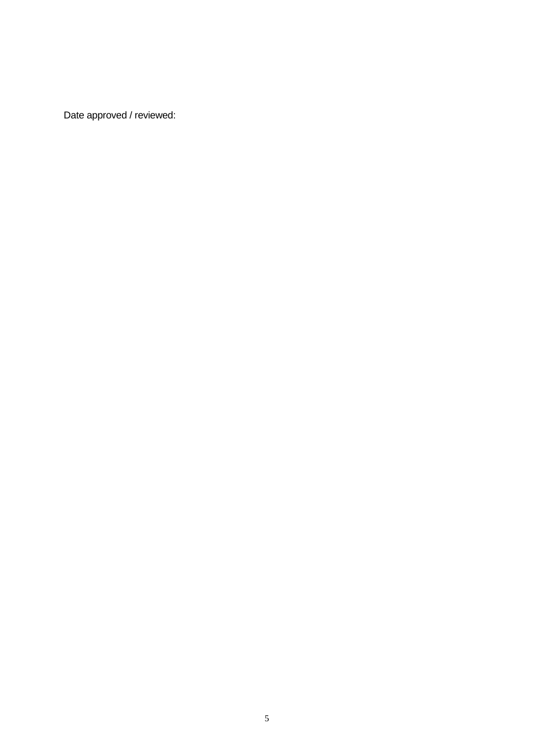Date approved / reviewed: